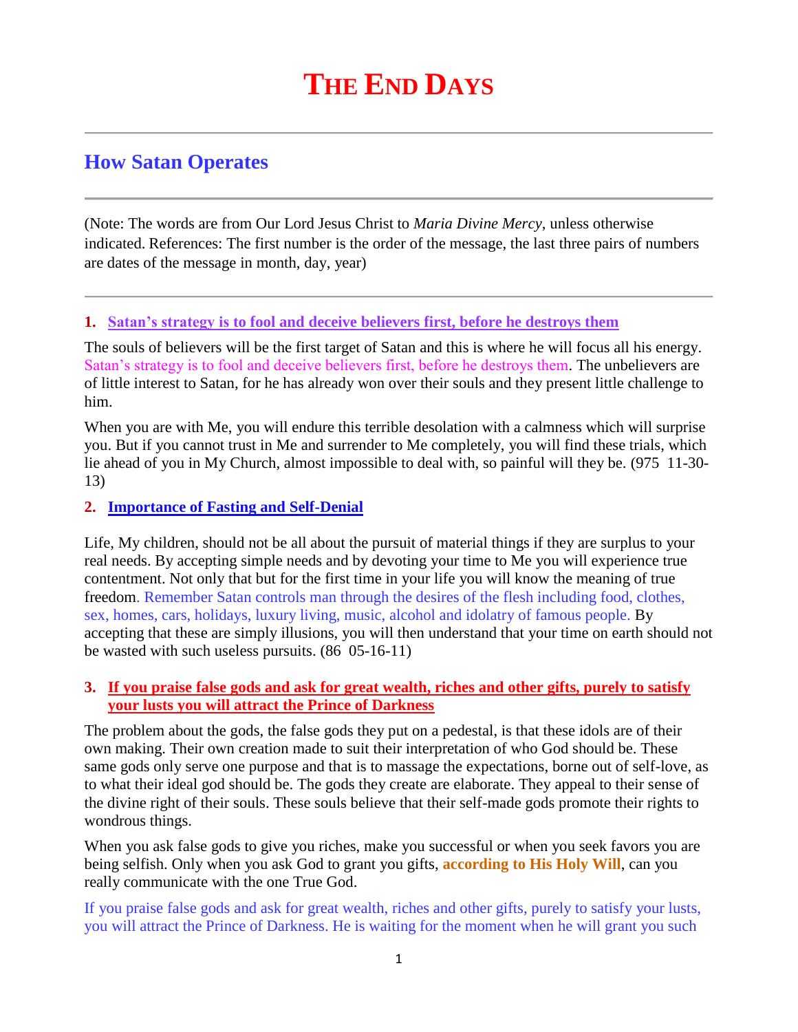# THE END DAYS

## How Satan Operates

(Note: The words are from Our Lord Jesus Christ to *Maria Divine Mercy*, unless otherwise indicated. References: The first number is the order of the message, the last three pairs of numbers are dates of the message in month, day, year)

### 1. Satan's strategy is to fool and deceive believers first, before he destroys them

The souls of believers will be the first target of Satan and this is where he will focus all his energy. Satan's strategy is to fool and deceive believers first, before he destroys them. The unbelievers are of little interest to Satan, for he has already won over their souls and they present little challenge to him.

When you are with Me, you will endure this terrible desolation with a calmness which will surprise you. But if you cannot trust in Me and surrender to Me completely, you will find these trials, which lie ahead of you in My Church, almost impossible to deal with, so painful will they be. (975 11-30-13)

### 2. Importance of Fasting and Self-Denial

Life, My children, should not be all about the pursuit of material things if they are surplus to your real needs. By accepting simple needs and by devoting your time to Me you will experience true contentment. Not only that but for the first time in your life you will know the meaning of true freedom. Remember Satan controls man through the desires of the flesh including food, clothes, sex, homes, cars, holidays, luxury living, music, alcohol and idolatry of famous people. By accepting that these are simply illusions, you will then understand that your time on earth should not be wasted with such useless pursuits. (86 05-16-11)

### 3. If you praise false gods and ask for great wealth, riches and other gifts, purely to satisfy your lusts you will attract the Prince of Darkness

The problem about the gods, the false gods they put on a pedestal, is that these idols are of their own making. Their own creation made to suit their interpretation of who God should be. These same gods only serve one purpose and that is to massage the expectations, borne out of self-love, as to what their ideal god should be. The gods they create are elaborate. They appeal to their sense of the divine right of their souls. These souls believe that their self-made gods promote their rights to wondrous things.

When you ask false gods to give you riches, make you successful or when you seek favors you are being selfish. Only when you ask God to grant you gifts, **according to His Holy Will**, can you really communicate with the one True God.

If you praise false gods and ask for great wealth, riches and other gifts, purely to satisfy your lusts, you will attract the Prince of Darkness. He is waiting for the moment when he will grant you such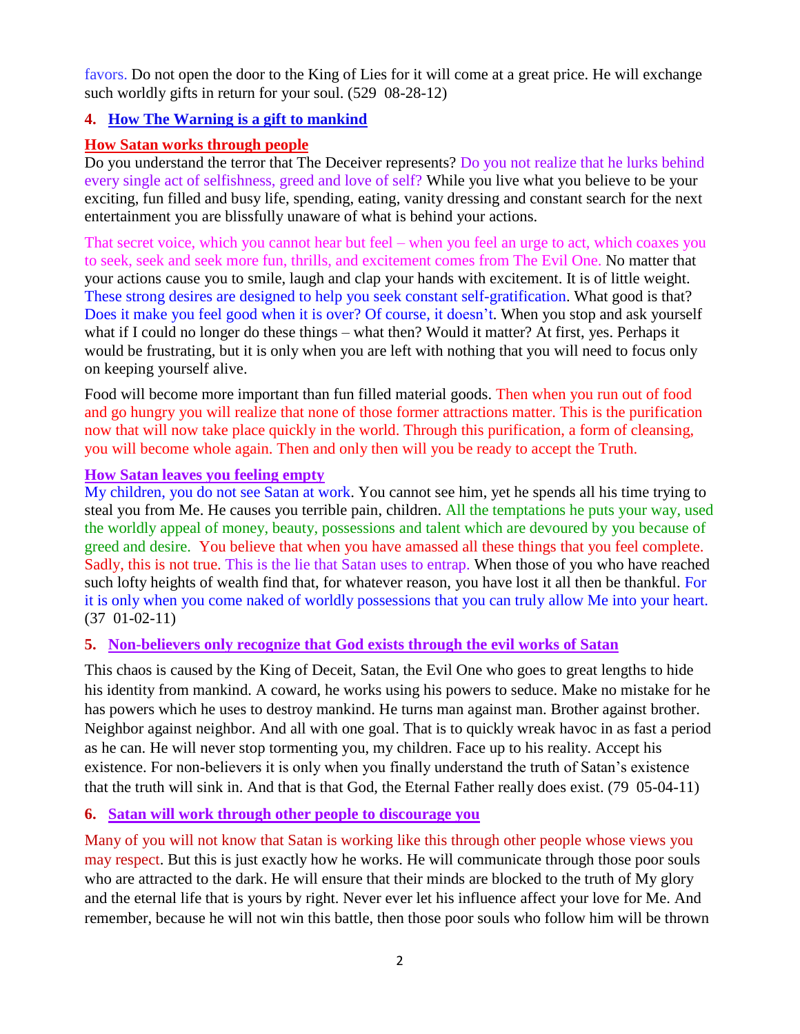favors. Do not open the door to the King of Lies for it will come at a great price. He will exchange such worldly gifts in return for your soul. (529 08-28-12)

## 4. How The Warning is a gift to mankind

### How Satan works through people

Do you understand the terror that The Deceiver represents? Do you not realize that he lurks behind every single act of selfishness, greed and love of self? While you live what you believe to be your exciting, fun filled and busy life, spending, eating, vanity dressing and constant search for the next entertainment you are blissfully unaware of what is behind your actions.

That secret voice, which you cannot hear but feel – when you feel an urge to act, which coaxes you to seek, seek and seek more fun, thrills, and excitement comes from The Evil One. No matter that your actions cause you to smile, laugh and clap your hands with excitement. It is of little weight. These strong desires are designed to help you seek constant self-gratification. What good is that? Does it make you feel good when it is over? Of course, it doesn't. When you stop and ask yourself what if I could no longer do these things – what then? Would it matter? At first, yes. Perhaps it would be frustrating, but it is only when you are left with nothing that you will need to focus only on keeping yourself alive.

Food will become more important than fun filled material goods. Then when you run out of food and go hungry you will realize that none of those former attractions matter. This is the purification now that will now take place quickly in the world. Through this purification, a form of cleansing, you will become whole again. Then and only then will you be ready to accept the Truth.

### How Satan leaves you feeling empty

My children, you do not see Satan at work. You cannot see him, yet he spends all his time trying to steal you from Me. He causes you terrible pain, children. All the temptations he puts your way, used the worldly appeal of money, beauty, possessions and talent which are devoured by you because of greed and desire. You believe that when you have amassed all these things that you feel complete. Sadly, this is not true. This is the lie that Satan uses to entrap. When those of you who have reached such lofty heights of wealth find that, for whatever reason, you have lost it all then be thankful. For it is only when you come naked of worldly possessions that you can truly allow Me into your heart. (37 01-02-11)

## 5. Non-believers only recognize that God exists through the evil works of Satan

This chaos is caused by the King of Deceit, Satan, the Evil One who goes to great lengths to hide his identity from mankind. A coward, he works using his powers to seduce. Make no mistake for he has powers which he uses to destroy mankind. He turns man against man. Brother against brother. Neighbor against neighbor. And all with one goal. That is to quickly wreak havoc in as fast a period as he can. He will never stop tormenting you, my children. Face up to his reality. Accept his existence. For non-believers it is only when you finally understand the truth of Satan's existence that the truth will sink in. And that is that God, the Eternal Father really does exist. (79 05-04-11)

## 6. Satan will work through other people to discourage you

Many of you will not know that Satan is working like this through other people whose views you may respect. But this is just exactly how he works. He will communicate through those poor souls who are attracted to the dark. He will ensure that their minds are blocked to the truth of My glory and the eternal life that is yours by right. Never ever let his influence affect your love for Me. And remember, because he will not win this battle, then those poor souls who follow him will be thrown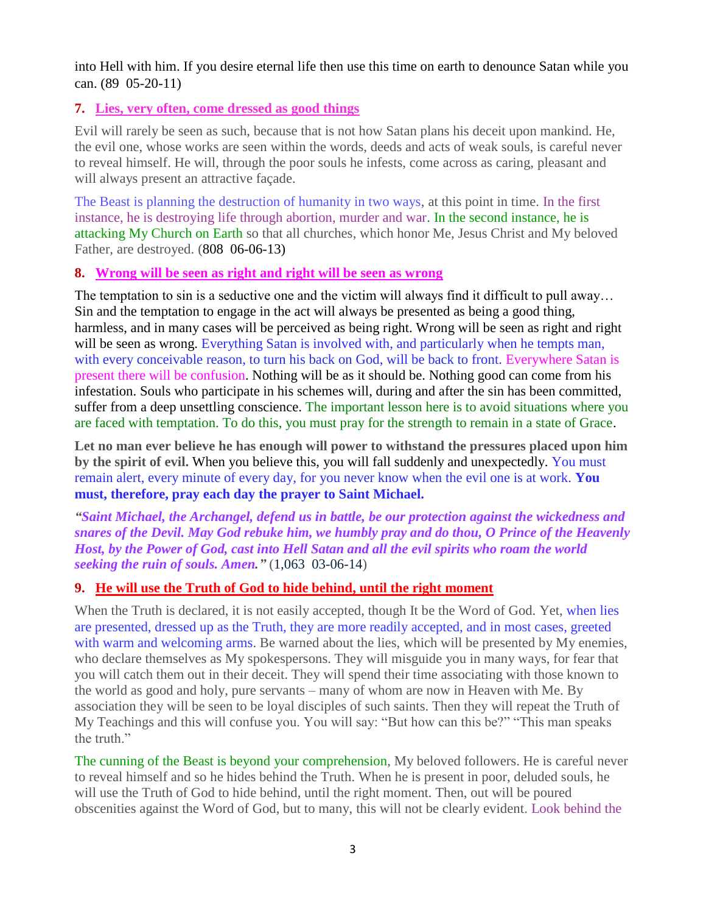into Hell with him. If you desire eternal life then use this time on earth to denounce Satan while you can. (89 05-20-11)

## 7. Lies, very often, come dressed as good things

Evil will rarely be seen as such, because that is not how Satan plans his deceit upon mankind. He, the evil one, whose works are seen within the words, deeds and acts of weak souls, is careful never to reveal himself. He will, through the poor souls he infests, come across as caring, pleasant and will always present an attractive façade.

The Beast is planning the destruction of humanity in two ways, at this point in time. In the first instance, he is destroying life through abortion, murder and war. In the second instance, he is attacking My Church on Earth so that all churches, which honor Me, Jesus Christ and My beloved Father, are destroyed. (808 06-06-13)

## 8. Wrong will be seen as right and right will be seen as wrong

The temptation to sin is a seductive one and the victim will always find it difficult to pull away… Sin and the temptation to engage in the act will always be presented as being a good thing, harmless, and in many cases will be perceived as being right. Wrong will be seen as right and right will be seen as wrong. Everything Satan is involved with, and particularly when he tempts man, with every conceivable reason, to turn his back on God, will be back to front. Everywhere Satan is present there will be confusion. Nothing will be as it should be. Nothing good can come from his infestation. Souls who participate in his schemes will, during and after the sin has been committed, suffer from a deep unsettling conscience. The important lesson here is to avoid situations where you are faced with temptation. To do this, you must pray for the strength to remain in a state of Grace.

**Let no man ever believe he has enough will power to withstand the pressures placed upon him by the spirit of evil.** When you believe this, you will fall suddenly and unexpectedly. You must remain alert, every minute of every day, for you never know when the evil one is at work. **You must, therefore, pray each day the prayer to Saint Michael.**

***"Saint Michael, the Archangel, defend us in battle, be our protection against the wickedness and snares of the Devil. May God rebuke him, we humbly pray and do thou, O Prince of the Heavenly Host, by the Power of God, cast into Hell Satan and all the evil spirits who roam the world seeking the ruin of souls. Amen."*** (1,063 03-06-14)

## 9. He will use the Truth of God to hide behind, until the right moment

When the Truth is declared, it is not easily accepted, though It be the Word of God. Yet, when lies are presented, dressed up as the Truth, they are more readily accepted, and in most cases, greeted with warm and welcoming arms. Be warned about the lies, which will be presented by My enemies, who declare themselves as My spokespersons. They will misguide you in many ways, for fear that you will catch them out in their deceit. They will spend their time associating with those known to the world as good and holy, pure servants – many of whom are now in Heaven with Me. By association they will be seen to be loyal disciples of such saints. Then they will repeat the Truth of My Teachings and this will confuse you. You will say: "But how can this be?" "This man speaks the truth."

The cunning of the Beast is beyond your comprehension, My beloved followers. He is careful never to reveal himself and so he hides behind the Truth. When he is present in poor, deluded souls, he will use the Truth of God to hide behind, until the right moment. Then, out will be poured obscenities against the Word of God, but to many, this will not be clearly evident. Look behind the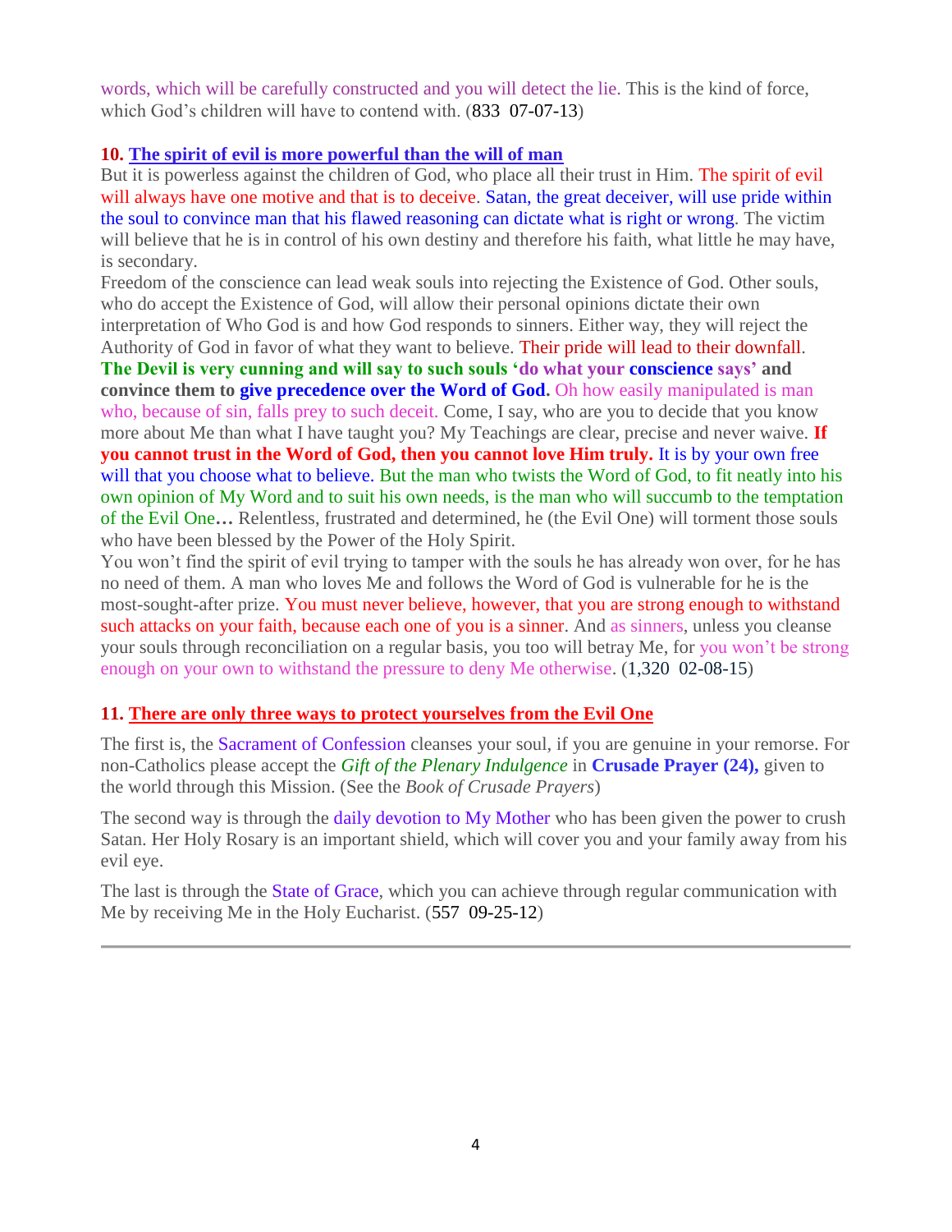words, which will be carefully constructed and you will detect the lie. This is the kind of force, which God's children will have to contend with. (833  07-07-13)

**10. The spirit of evil is more powerful than the will of man**

But it is powerless against the children of God, who place all their trust in Him. The spirit of evil will always have one motive and that is to deceive. Satan, the great deceiver, will use pride within the soul to convince man that his flawed reasoning can dictate what is right or wrong. The victim will believe that he is in control of his own destiny and therefore his faith, what little he may have, is secondary.

Freedom of the conscience can lead weak souls into rejecting the Existence of God. Other souls, who do accept the Existence of God, will allow their personal opinions dictate their own interpretation of Who God is and how God responds to sinners. Either way, they will reject the Authority of God in favor of what they want to believe. Their pride will lead to their downfall. **The Devil is very cunning and will say to such souls 'do what your conscience says' and convince them to give precedence over the Word of God.** Oh how easily manipulated is man who, because of sin, falls prey to such deceit. Come, I say, who are you to decide that you know more about Me than what I have taught you? My Teachings are clear, precise and never waive. **If you cannot trust in the Word of God, then you cannot love Him truly.** It is by your own free will that you choose what to believe. But the man who twists the Word of God, to fit neatly into his own opinion of My Word and to suit his own needs, is the man who will succumb to the temptation of the Evil One**…** Relentless, frustrated and determined, he (the Evil One) will torment those souls who have been blessed by the Power of the Holy Spirit.

You won't find the spirit of evil trying to tamper with the souls he has already won over, for he has no need of them. A man who loves Me and follows the Word of God is vulnerable for he is the most-sought-after prize. You must never believe, however, that you are strong enough to withstand such attacks on your faith, because each one of you is a sinner. And as sinners, unless you cleanse your souls through reconciliation on a regular basis, you too will betray Me, for you won't be strong enough on your own to withstand the pressure to deny Me otherwise. (1,320  02-08-15)

**11. There are only three ways to protect yourselves from the Evil One**

The first is, the Sacrament of Confession cleanses your soul, if you are genuine in your remorse. For non-Catholics please accept the *Gift of the Plenary Indulgence* in **Crusade Prayer (24),** given to the world through this Mission. (See the *Book of Crusade Prayers*)

The second way is through the daily devotion to My Mother who has been given the power to crush Satan. Her Holy Rosary is an important shield, which will cover you and your family away from his evil eye.

The last is through the State of Grace, which you can achieve through regular communication with Me by receiving Me in the Holy Eucharist. (557  09-25-12)